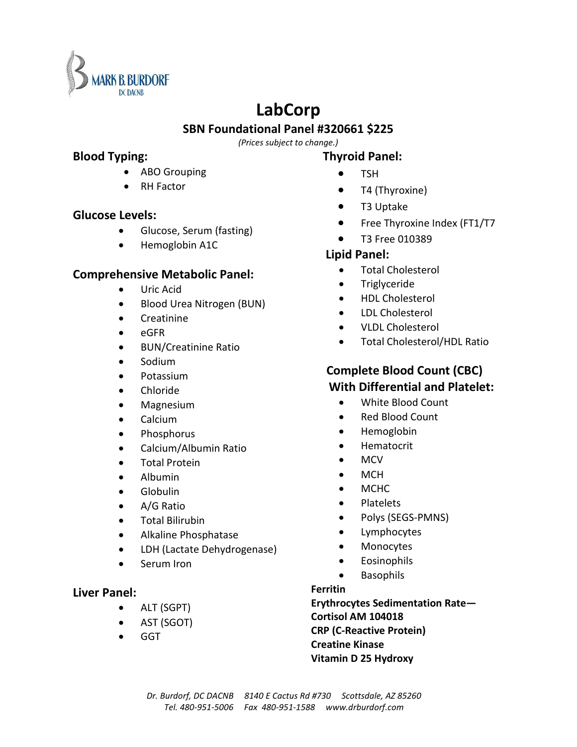MARK B. BURDORF
DC DACNB

# LabCorp

## SBN Foundational Panel #320661 $225

*(Prices subject to change.)*

### Blood Typing:

- ABO Grouping
- RH Factor

### Glucose Levels:

- Glucose, Serum (fasting)
- Hemoglobin A1C

### Comprehensive Metabolic Panel:

- Uric Acid
- Blood Urea Nitrogen (BUN)
- Creatinine
- eGFR
- BUN/Creatinine Ratio
- Sodium
- Potassium
- Chloride
- Magnesium
- Calcium
- Phosphorus
- Calcium/Albumin Ratio
- Total Protein
- Albumin
- Globulin
- A/G Ratio
- Total Bilirubin
- Alkaline Phosphatase
- LDH (Lactate Dehydrogenase)
- Serum Iron

### Liver Panel:

- ALT (SGPT)
- AST (SGOT)
- GGT

### Thyroid Panel:

- TSH
- T4 (Thyroxine)
- T3 Uptake
- Free Thyroxine Index (FT1/T7
- T3 Free 010389

### Lipid Panel:

- Total Cholesterol
- Triglyceride
- HDL Cholesterol
- LDL Cholesterol
- VLDL Cholesterol
- Total Cholesterol/HDL Ratio

### Complete Blood Count (CBC) With Differential and Platelet:

- White Blood Count
- Red Blood Count
- Hemoglobin
- Hematocrit
- MCV
- MCH
- MCHC
- Platelets
- Polys (SEGS-PMNS)
- Lymphocytes
- Monocytes
- Eosinophils
- Basophils

**Ferritin**
**Erythrocytes Sedimentation Rate—**
**Cortisol AM 104018**
**CRP (C-Reactive Protein)**
**Creatine Kinase**
**Vitamin D 25 Hydroxy**

*Dr. Burdorf, DC DACNB     8140 E Cactus Rd #730     Scottsdale, AZ 85260*
*Tel. 480-951-5006     Fax 480-951-1588     www.drburdorf.com*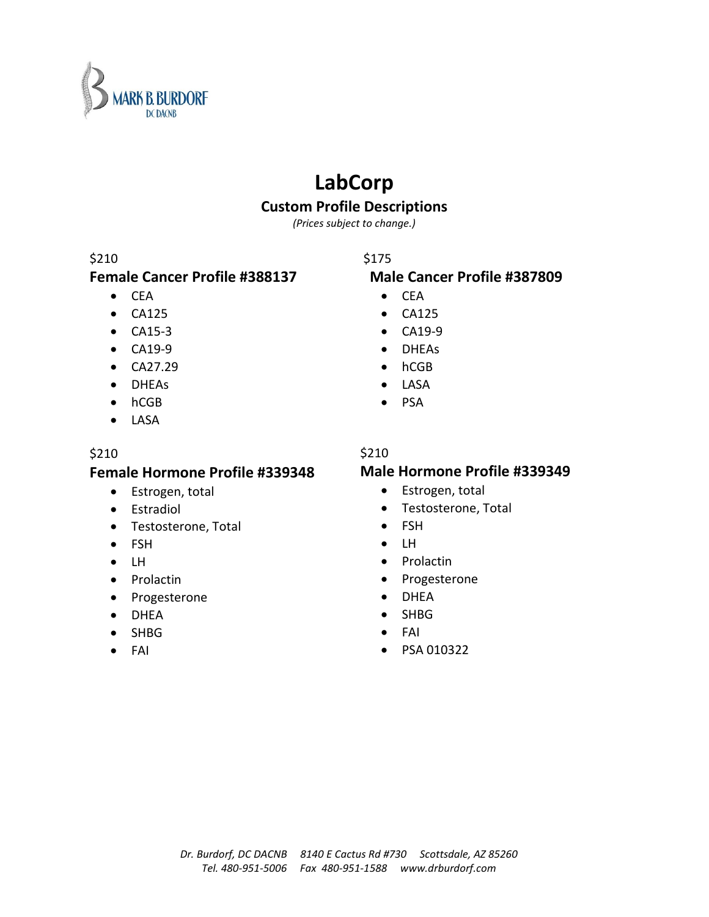MARK B. BURDORF
DC DACNB

# LabCorp

## Custom Profile Descriptions

*(Prices subject to change.)*

$210

### Female Cancer Profile #388137

- CEA
- CA125
- CA15-3
- CA19-9
- CA27.29
- DHEAs
- hCGB
- LASA

$175

### Male Cancer Profile #387809

- CEA
- CA125
- CA19-9
- DHEAs
- hCGB
- LASA
- PSA

$210

### Female Hormone Profile #339348

- Estrogen, total
- Estradiol
- Testosterone, Total
- FSH
- LH
- Prolactin
- Progesterone
- DHEA
- SHBG
- FAI

$210

### Male Hormone Profile #339349

- Estrogen, total
- Testosterone, Total
- FSH
- LH
- Prolactin
- Progesterone
- DHEA
- SHBG
- FAI
- PSA 010322

*Dr. Burdorf, DC DACNB 8140 E Cactus Rd #730 Scottsdale, AZ 85260*
*Tel. 480-951-5006 Fax 480-951-1588 www.drburdorf.com*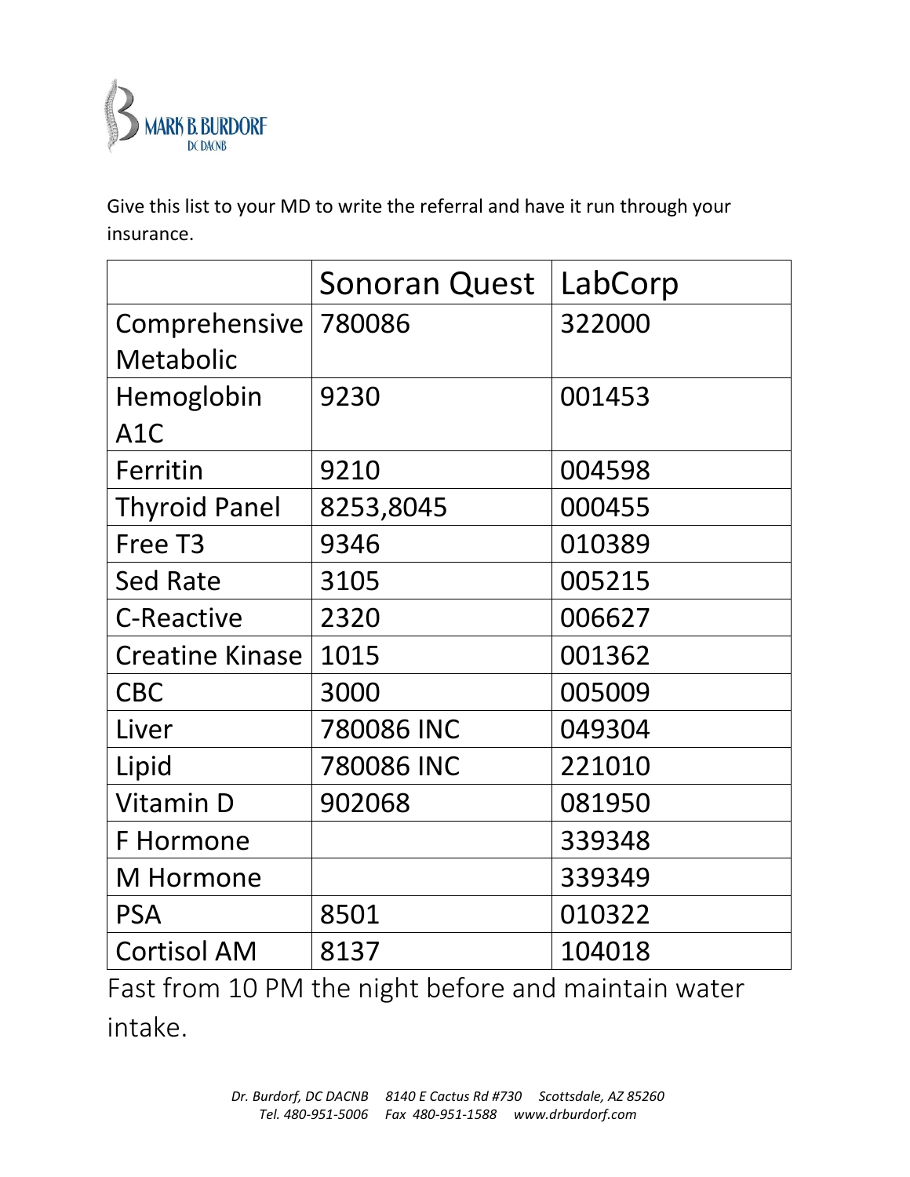MARK B. BURDORF
DC DACNB

Give this list to your MD to write the referral and have it run through your insurance.

| | Sonoran Quest | LabCorp |
|---|---|---|
| Comprehensive Metabolic | 780086 | 322000 |
| Hemoglobin A1C | 9230 | 001453 |
| Ferritin | 9210 | 004598 |
| Thyroid Panel | 8253,8045 | 000455 |
| Free T3 | 9346 | 010389 |
| Sed Rate | 3105 | 005215 |
| C-Reactive | 2320 | 006627 |
| Creatine Kinase | 1015 | 001362 |
| CBC | 3000 | 005009 |
| Liver | 780086 INC | 049304 |
| Lipid | 780086 INC | 221010 |
| Vitamin D | 902068 | 081950 |
| F Hormone | | 339348 |
| M Hormone | | 339349 |
| PSA | 8501 | 010322 |
| Cortisol AM | 8137 | 104018 |

Fast from 10 PM the night before and maintain water intake.

*Dr. Burdorf, DC DACNB 8140 E Cactus Rd #730 Scottsdale, AZ 85260*
*Tel. 480-951-5006 Fax 480-951-1588 www.drburdorf.com*